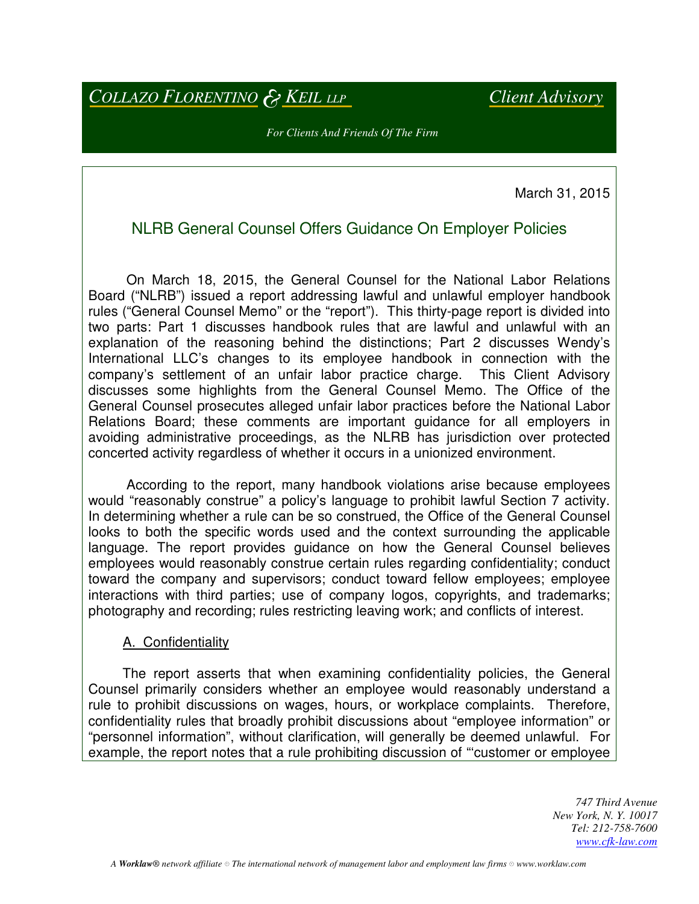*COLLAZO FLORENTINO & KEIL LLP* *Client Advisory*

*For Clients And Friends Of The Firm*

March 31, 2015

## NLRB General Counsel Offers Guidance On Employer Policies

On March 18, 2015, the General Counsel for the National Labor Relations Board ("NLRB") issued a report addressing lawful and unlawful employer handbook rules ("General Counsel Memo" or the "report"). This thirty-page report is divided into two parts: Part 1 discusses handbook rules that are lawful and unlawful with an explanation of the reasoning behind the distinctions; Part 2 discusses Wendy's International LLC's changes to its employee handbook in connection with the company's settlement of an unfair labor practice charge. This Client Advisory discusses some highlights from the General Counsel Memo. The Office of the General Counsel prosecutes alleged unfair labor practices before the National Labor Relations Board; these comments are important guidance for all employers in avoiding administrative proceedings, as the NLRB has jurisdiction over protected concerted activity regardless of whether it occurs in a unionized environment.

According to the report, many handbook violations arise because employees would "reasonably construe" a policy's language to prohibit lawful Section 7 activity. In determining whether a rule can be so construed, the Office of the General Counsel looks to both the specific words used and the context surrounding the applicable language. The report provides guidance on how the General Counsel believes employees would reasonably construe certain rules regarding confidentiality; conduct toward the company and supervisors; conduct toward fellow employees; employee interactions with third parties; use of company logos, copyrights, and trademarks; photography and recording; rules restricting leaving work; and conflicts of interest.

### A. Confidentiality

The report asserts that when examining confidentiality policies, the General Counsel primarily considers whether an employee would reasonably understand a rule to prohibit discussions on wages, hours, or workplace complaints. Therefore, confidentiality rules that broadly prohibit discussions about "employee information" or "personnel information", without clarification, will generally be deemed unlawful. For example, the report notes that a rule prohibiting discussion of "'customer or employee

*747 Third Avenue*
*New York, N. Y. 10017*
*Tel: 212-758-7600*
*www.cfk-law.com*

*A **Worklaw®** network affiliate ⊙ The international network of management labor and employment law firms ⊙ www.worklaw.com*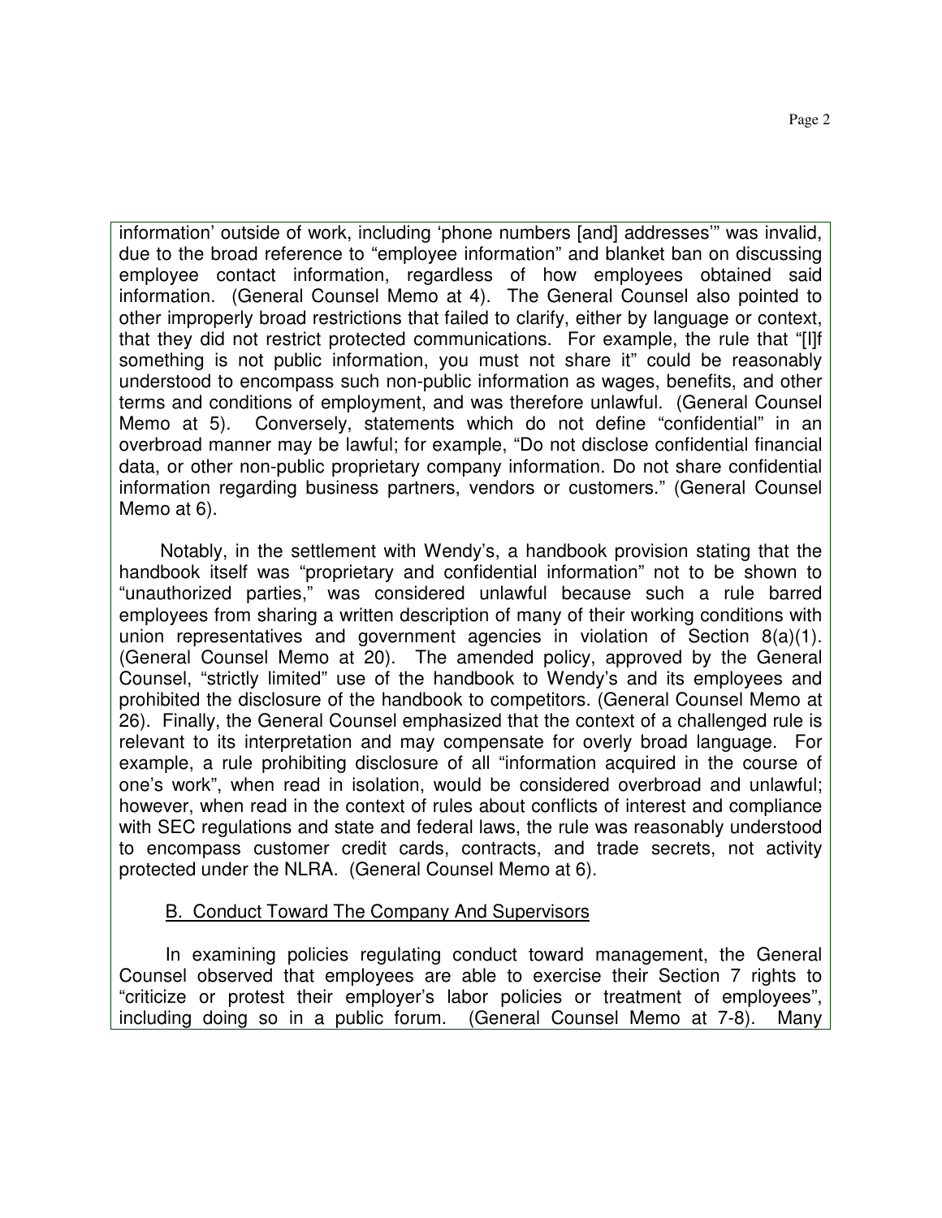information' outside of work, including 'phone numbers [and] addresses'" was invalid, due to the broad reference to "employee information" and blanket ban on discussing employee contact information, regardless of how employees obtained said information. (General Counsel Memo at 4). The General Counsel also pointed to other improperly broad restrictions that failed to clarify, either by language or context, that they did not restrict protected communications. For example, the rule that "[I]f something is not public information, you must not share it" could be reasonably understood to encompass such non-public information as wages, benefits, and other terms and conditions of employment, and was therefore unlawful. (General Counsel Memo at 5). Conversely, statements which do not define "confidential" in an overbroad manner may be lawful; for example, "Do not disclose confidential financial data, or other non-public proprietary company information. Do not share confidential information regarding business partners, vendors or customers." (General Counsel Memo at 6).

Notably, in the settlement with Wendy's, a handbook provision stating that the handbook itself was "proprietary and confidential information" not to be shown to "unauthorized parties," was considered unlawful because such a rule barred employees from sharing a written description of many of their working conditions with union representatives and government agencies in violation of Section 8(a)(1). (General Counsel Memo at 20). The amended policy, approved by the General Counsel, "strictly limited" use of the handbook to Wendy's and its employees and prohibited the disclosure of the handbook to competitors. (General Counsel Memo at 26). Finally, the General Counsel emphasized that the context of a challenged rule is relevant to its interpretation and may compensate for overly broad language. For example, a rule prohibiting disclosure of all "information acquired in the course of one's work", when read in isolation, would be considered overbroad and unlawful; however, when read in the context of rules about conflicts of interest and compliance with SEC regulations and state and federal laws, the rule was reasonably understood to encompass customer credit cards, contracts, and trade secrets, not activity protected under the NLRA. (General Counsel Memo at 6).

### B. Conduct Toward The Company And Supervisors

In examining policies regulating conduct toward management, the General Counsel observed that employees are able to exercise their Section 7 rights to "criticize or protest their employer's labor policies or treatment of employees", including doing so in a public forum. (General Counsel Memo at 7-8). Many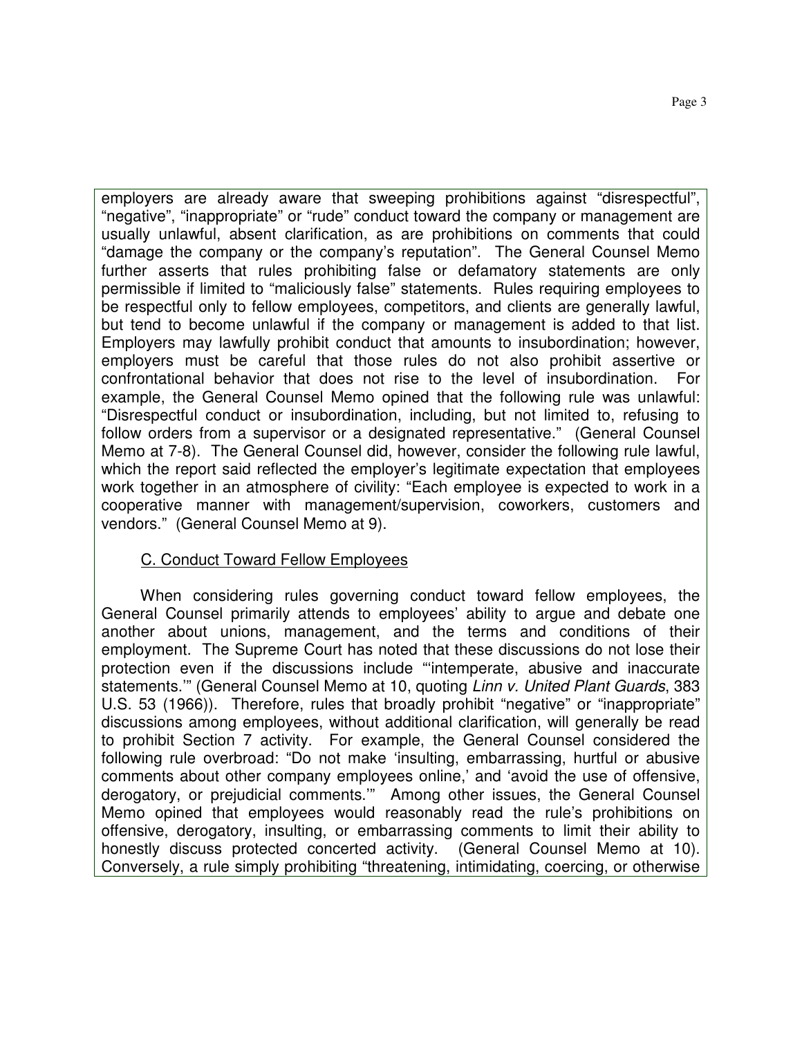employers are already aware that sweeping prohibitions against "disrespectful", "negative", "inappropriate" or "rude" conduct toward the company or management are usually unlawful, absent clarification, as are prohibitions on comments that could "damage the company or the company's reputation". The General Counsel Memo further asserts that rules prohibiting false or defamatory statements are only permissible if limited to "maliciously false" statements. Rules requiring employees to be respectful only to fellow employees, competitors, and clients are generally lawful, but tend to become unlawful if the company or management is added to that list. Employers may lawfully prohibit conduct that amounts to insubordination; however, employers must be careful that those rules do not also prohibit assertive or confrontational behavior that does not rise to the level of insubordination. For example, the General Counsel Memo opined that the following rule was unlawful: "Disrespectful conduct or insubordination, including, but not limited to, refusing to follow orders from a supervisor or a designated representative." (General Counsel Memo at 7-8). The General Counsel did, however, consider the following rule lawful, which the report said reflected the employer's legitimate expectation that employees work together in an atmosphere of civility: "Each employee is expected to work in a cooperative manner with management/supervision, coworkers, customers and vendors." (General Counsel Memo at 9).

C. Conduct Toward Fellow Employees

When considering rules governing conduct toward fellow employees, the General Counsel primarily attends to employees' ability to argue and debate one another about unions, management, and the terms and conditions of their employment. The Supreme Court has noted that these discussions do not lose their protection even if the discussions include "'intemperate, abusive and inaccurate statements.'" (General Counsel Memo at 10, quoting *Linn v. United Plant Guards*, 383 U.S. 53 (1966)). Therefore, rules that broadly prohibit "negative" or "inappropriate" discussions among employees, without additional clarification, will generally be read to prohibit Section 7 activity. For example, the General Counsel considered the following rule overbroad: "Do not make 'insulting, embarrassing, hurtful or abusive comments about other company employees online,' and 'avoid the use of offensive, derogatory, or prejudicial comments.'" Among other issues, the General Counsel Memo opined that employees would reasonably read the rule's prohibitions on offensive, derogatory, insulting, or embarrassing comments to limit their ability to honestly discuss protected concerted activity. (General Counsel Memo at 10). Conversely, a rule simply prohibiting "threatening, intimidating, coercing, or otherwise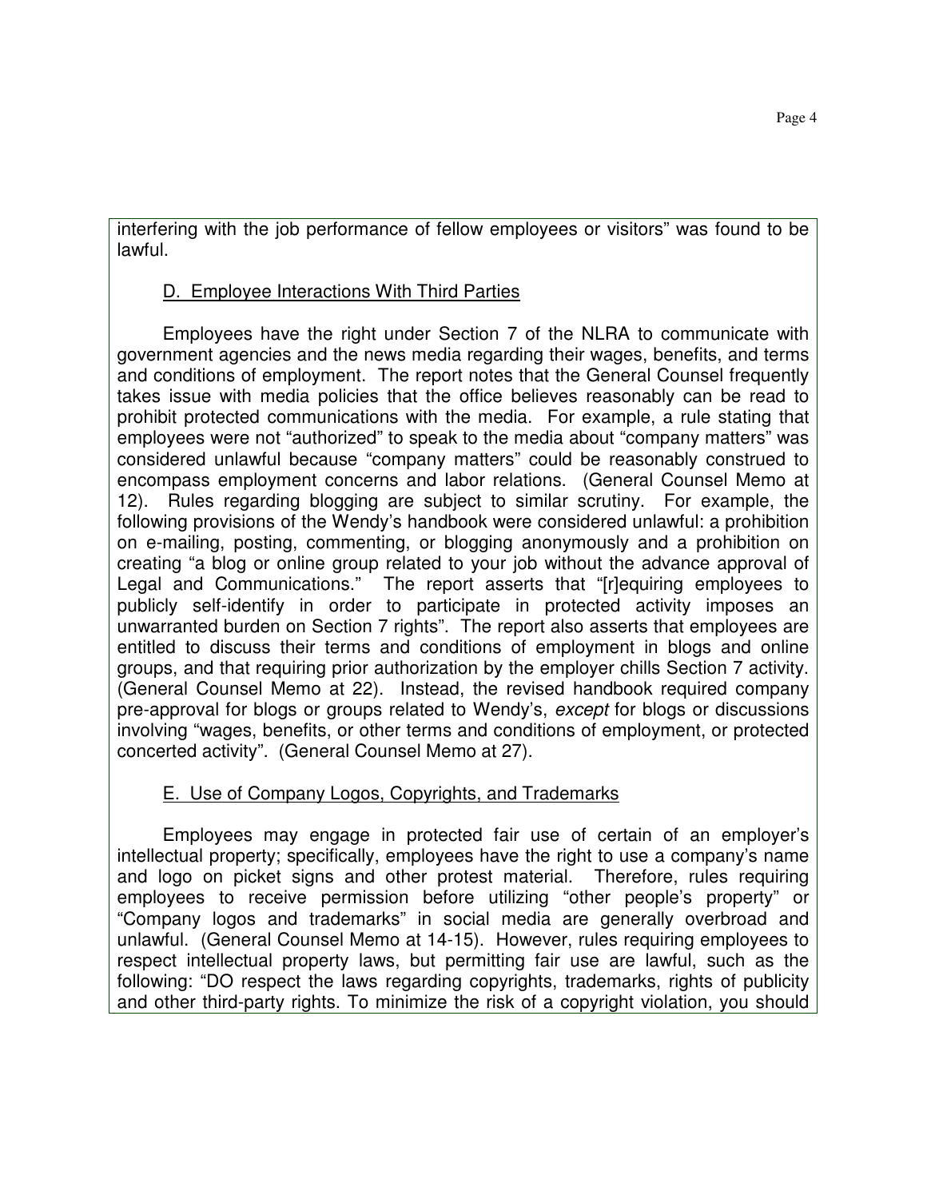interfering with the job performance of fellow employees or visitors" was found to be lawful.

D. Employee Interactions With Third Parties

Employees have the right under Section 7 of the NLRA to communicate with government agencies and the news media regarding their wages, benefits, and terms and conditions of employment. The report notes that the General Counsel frequently takes issue with media policies that the office believes reasonably can be read to prohibit protected communications with the media. For example, a rule stating that employees were not "authorized" to speak to the media about "company matters" was considered unlawful because "company matters" could be reasonably construed to encompass employment concerns and labor relations. (General Counsel Memo at 12). Rules regarding blogging are subject to similar scrutiny. For example, the following provisions of the Wendy's handbook were considered unlawful: a prohibition on e-mailing, posting, commenting, or blogging anonymously and a prohibition on creating "a blog or online group related to your job without the advance approval of Legal and Communications." The report asserts that "[r]equiring employees to publicly self-identify in order to participate in protected activity imposes an unwarranted burden on Section 7 rights". The report also asserts that employees are entitled to discuss their terms and conditions of employment in blogs and online groups, and that requiring prior authorization by the employer chills Section 7 activity. (General Counsel Memo at 22). Instead, the revised handbook required company pre-approval for blogs or groups related to Wendy's, *except* for blogs or discussions involving "wages, benefits, or other terms and conditions of employment, or protected concerted activity". (General Counsel Memo at 27).

E. Use of Company Logos, Copyrights, and Trademarks

Employees may engage in protected fair use of certain of an employer's intellectual property; specifically, employees have the right to use a company's name and logo on picket signs and other protest material. Therefore, rules requiring employees to receive permission before utilizing "other people's property" or "Company logos and trademarks" in social media are generally overbroad and unlawful. (General Counsel Memo at 14-15). However, rules requiring employees to respect intellectual property laws, but permitting fair use are lawful, such as the following: "DO respect the laws regarding copyrights, trademarks, rights of publicity and other third-party rights. To minimize the risk of a copyright violation, you should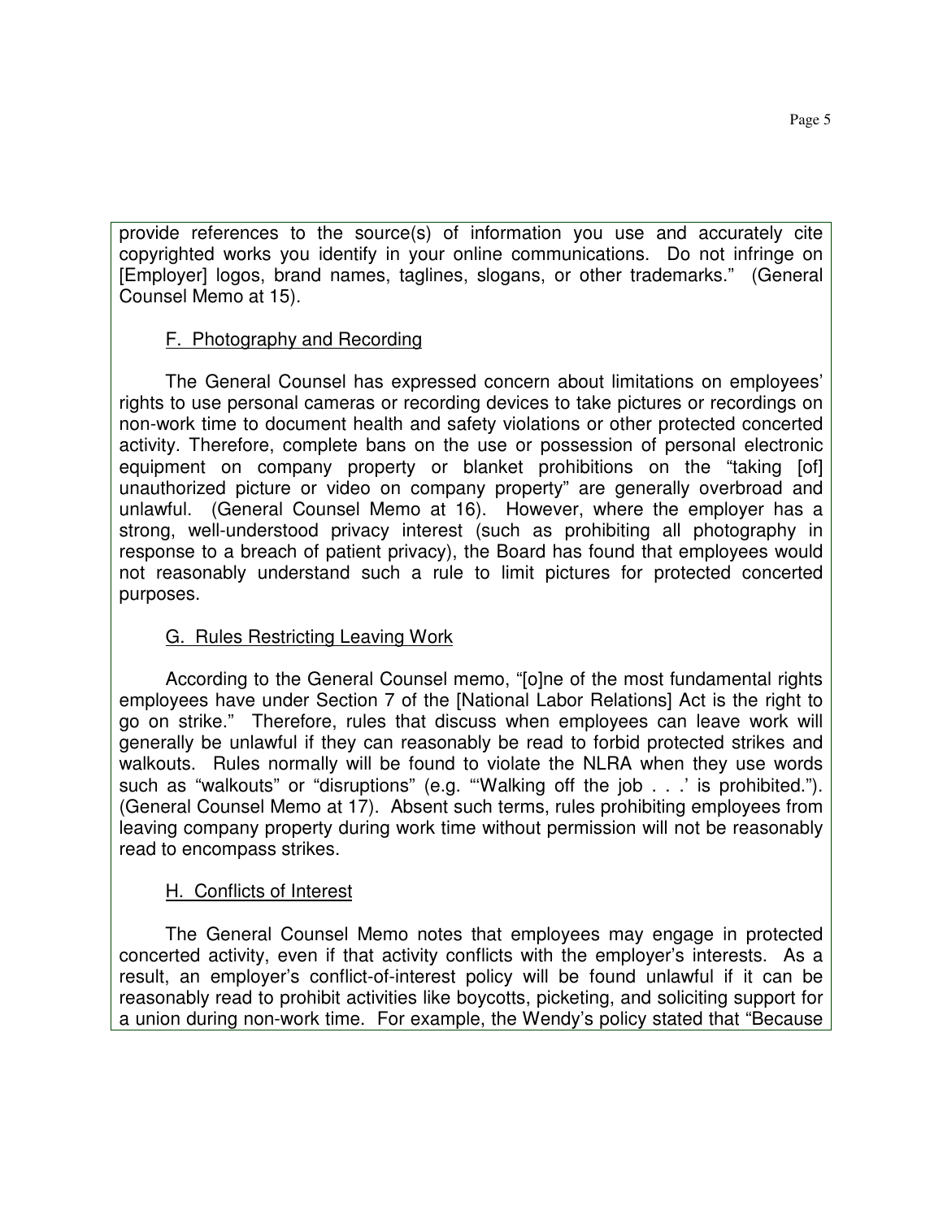provide references to the source(s) of information you use and accurately cite copyrighted works you identify in your online communications. Do not infringe on [Employer] logos, brand names, taglines, slogans, or other trademarks." (General Counsel Memo at 15).

### F. Photography and Recording

The General Counsel has expressed concern about limitations on employees' rights to use personal cameras or recording devices to take pictures or recordings on non-work time to document health and safety violations or other protected concerted activity. Therefore, complete bans on the use or possession of personal electronic equipment on company property or blanket prohibitions on the "taking [of] unauthorized picture or video on company property" are generally overbroad and unlawful. (General Counsel Memo at 16). However, where the employer has a strong, well-understood privacy interest (such as prohibiting all photography in response to a breach of patient privacy), the Board has found that employees would not reasonably understand such a rule to limit pictures for protected concerted purposes.

### G. Rules Restricting Leaving Work

According to the General Counsel memo, "[o]ne of the most fundamental rights employees have under Section 7 of the [National Labor Relations] Act is the right to go on strike." Therefore, rules that discuss when employees can leave work will generally be unlawful if they can reasonably be read to forbid protected strikes and walkouts. Rules normally will be found to violate the NLRA when they use words such as "walkouts" or "disruptions" (e.g. "'Walking off the job . . .' is prohibited."). (General Counsel Memo at 17). Absent such terms, rules prohibiting employees from leaving company property during work time without permission will not be reasonably read to encompass strikes.

### H. Conflicts of Interest

The General Counsel Memo notes that employees may engage in protected concerted activity, even if that activity conflicts with the employer's interests. As a result, an employer's conflict-of-interest policy will be found unlawful if it can be reasonably read to prohibit activities like boycotts, picketing, and soliciting support for a union during non-work time. For example, the Wendy's policy stated that "Because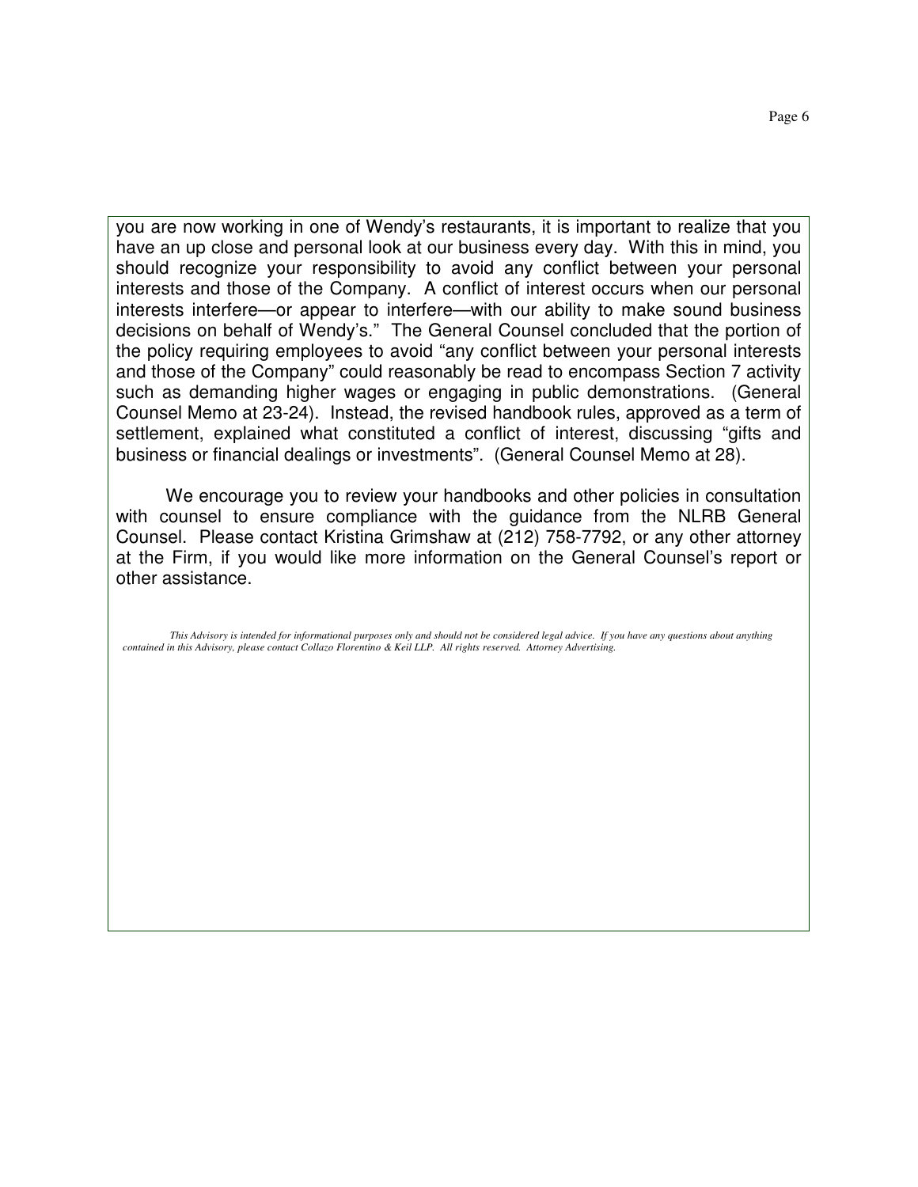you are now working in one of Wendy's restaurants, it is important to realize that you have an up close and personal look at our business every day. With this in mind, you should recognize your responsibility to avoid any conflict between your personal interests and those of the Company. A conflict of interest occurs when our personal interests interfere—or appear to interfere—with our ability to make sound business decisions on behalf of Wendy's." The General Counsel concluded that the portion of the policy requiring employees to avoid "any conflict between your personal interests and those of the Company" could reasonably be read to encompass Section 7 activity such as demanding higher wages or engaging in public demonstrations. (General Counsel Memo at 23-24). Instead, the revised handbook rules, approved as a term of settlement, explained what constituted a conflict of interest, discussing "gifts and business or financial dealings or investments". (General Counsel Memo at 28).

We encourage you to review your handbooks and other policies in consultation with counsel to ensure compliance with the guidance from the NLRB General Counsel. Please contact Kristina Grimshaw at (212) 758-7792, or any other attorney at the Firm, if you would like more information on the General Counsel's report or other assistance.

*This Advisory is intended for informational purposes only and should not be considered legal advice. If you have any questions about anything contained in this Advisory, please contact Collazo Florentino & Keil LLP. All rights reserved. Attorney Advertising.*